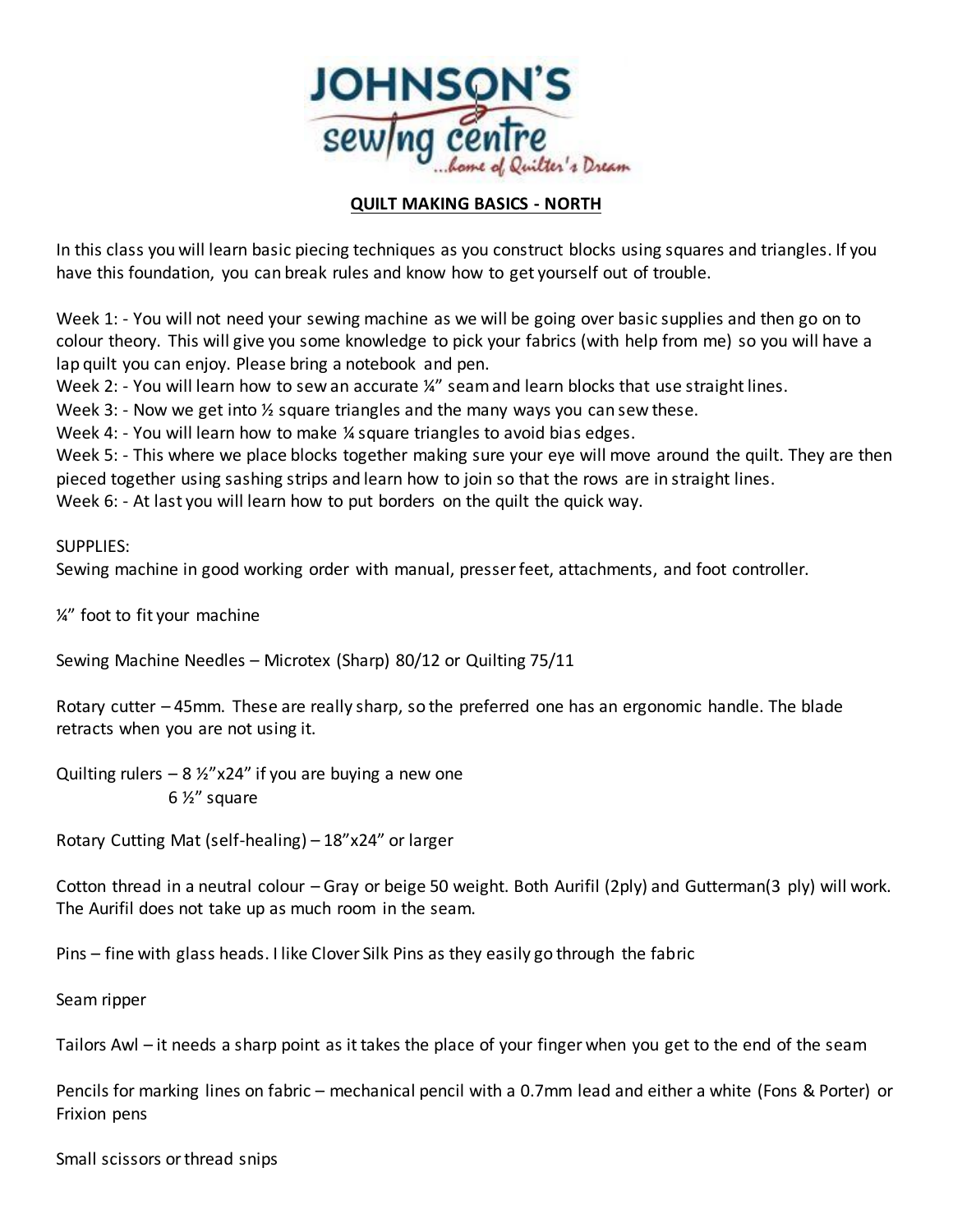JOHNSON'S sewing centre ...home of Quilter's Dream

# QUILT MAKING BASICS - NORTH

In this class you will learn basic piecing techniques as you construct blocks using squares and triangles. If you have this foundation, you can break rules and know how to get yourself out of trouble.

Week 1: - You will not need your sewing machine as we will be going over basic supplies and then go on to colour theory. This will give you some knowledge to pick your fabrics (with help from me) so you will have a lap quilt you can enjoy. Please bring a notebook and pen.
Week 2: - You will learn how to sew an accurate ¼" seam and learn blocks that use straight lines.
Week 3: - Now we get into ½ square triangles and the many ways you can sew these.
Week 4: - You will learn how to make ¼ square triangles to avoid bias edges.
Week 5: - This where we place blocks together making sure your eye will move around the quilt. They are then pieced together using sashing strips and learn how to join so that the rows are in straight lines.
Week 6: - At last you will learn how to put borders on the quilt the quick way.

SUPPLIES:
Sewing machine in good working order with manual, presser feet, attachments, and foot controller.

¼" foot to fit your machine

Sewing Machine Needles – Microtex (Sharp) 80/12 or Quilting 75/11

Rotary cutter – 45mm. These are really sharp, so the preferred one has an ergonomic handle. The blade retracts when you are not using it.

Quilting rulers – 8 ½"x24" if you are buying a new one
6 ½" square

Rotary Cutting Mat (self-healing) – 18"x24" or larger

Cotton thread in a neutral colour – Gray or beige 50 weight. Both Aurifil (2ply) and Gutterman(3 ply) will work. The Aurifil does not take up as much room in the seam.

Pins – fine with glass heads. I like Clover Silk Pins as they easily go through the fabric

Seam ripper

Tailors Awl – it needs a sharp point as it takes the place of your finger when you get to the end of the seam

Pencils for marking lines on fabric – mechanical pencil with a 0.7mm lead and either a white (Fons & Porter) or Frixion pens

Small scissors or thread snips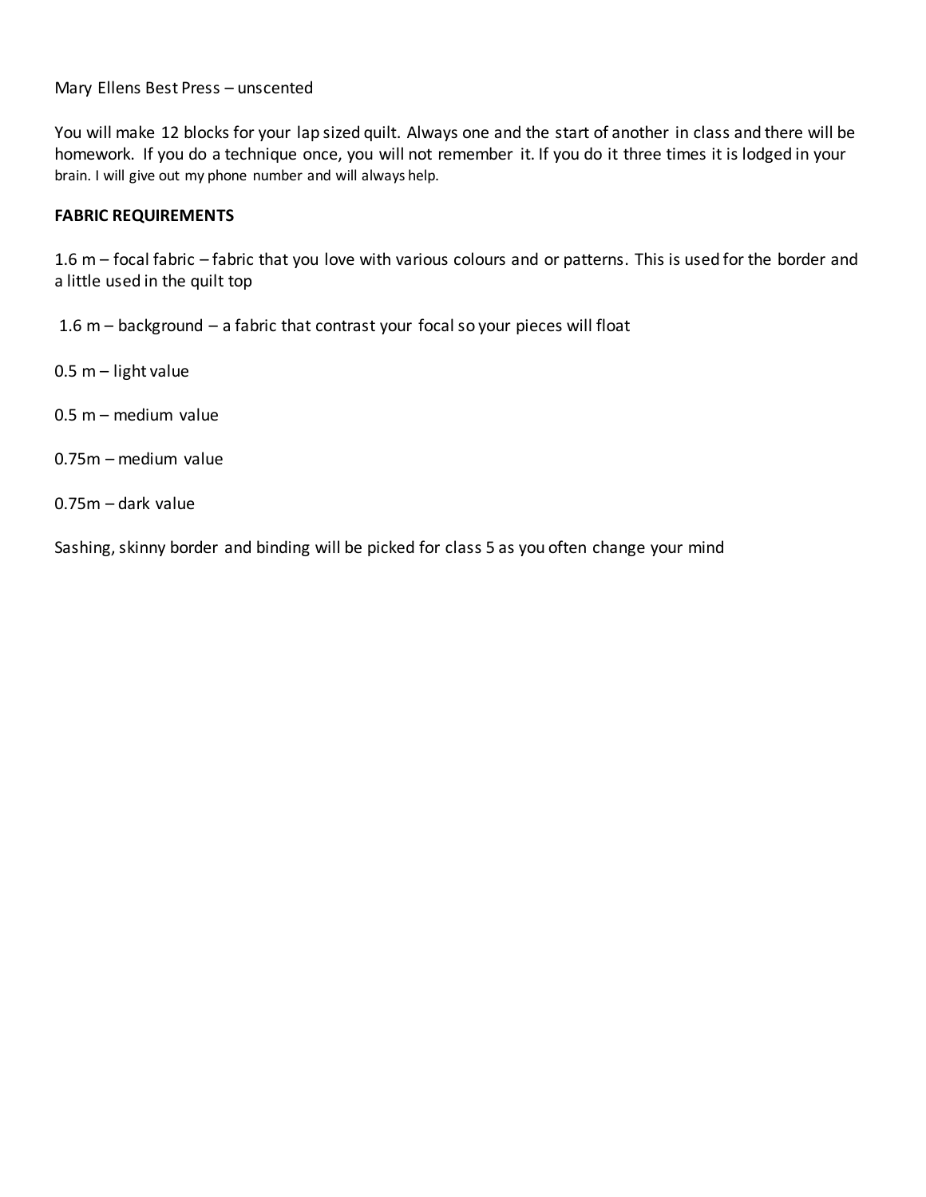Mary Ellens Best Press – unscented

You will make 12 blocks for your lap sized quilt. Always one and the start of another in class and there will be homework. If you do a technique once, you will not remember it. If you do it three times it is lodged in your brain. I will give out my phone number and will always help.

**FABRIC REQUIREMENTS**

1.6 m – focal fabric – fabric that you love with various colours and or patterns. This is used for the border and a little used in the quilt top

1.6 m – background – a fabric that contrast your focal so your pieces will float

0.5 m – light value

0.5 m – medium value

0.75m – medium value

0.75m – dark value

Sashing, skinny border and binding will be picked for class 5 as you often change your mind